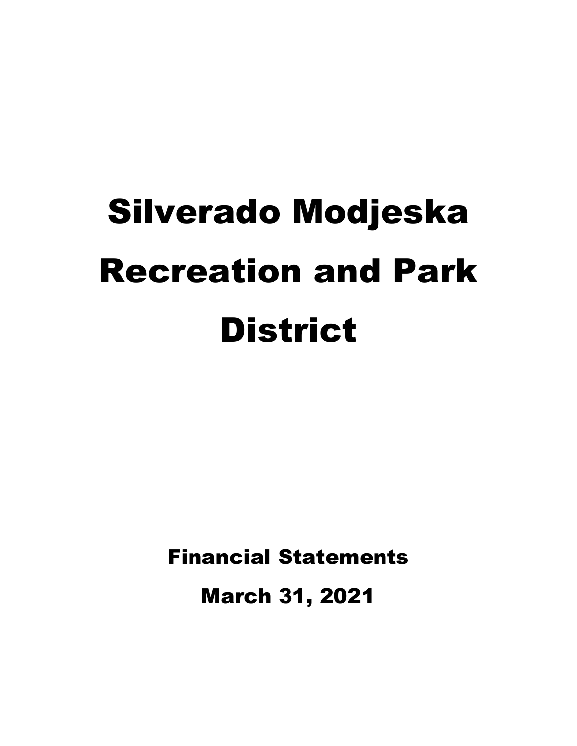# Silverado Modjeska Recreation and Park District

## Financial Statements

## March 31, 2021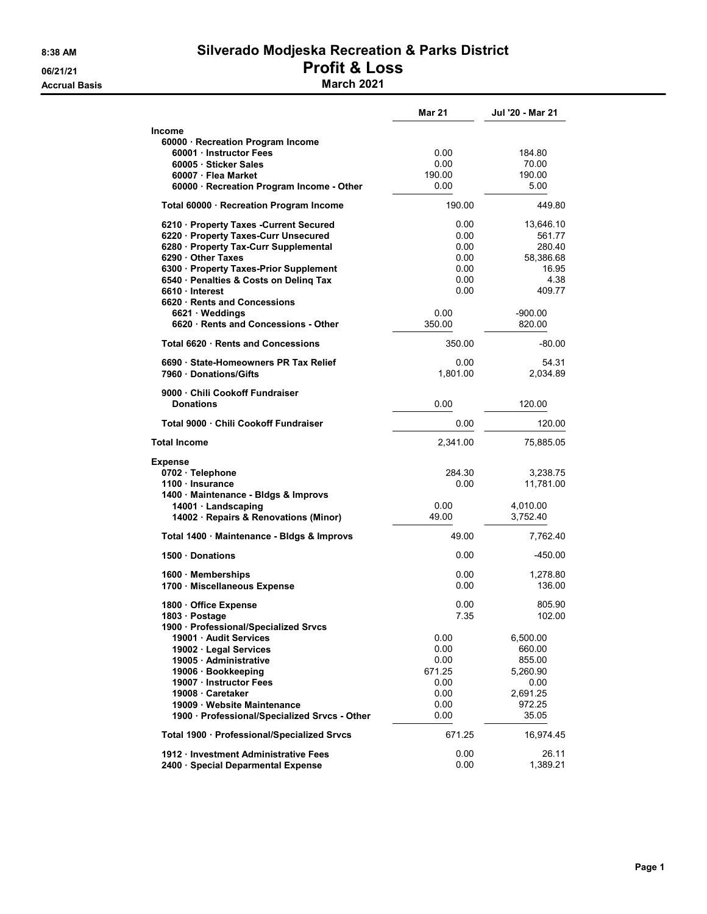# Silverado Modjeska Recreation & Parks District

## Profit & Loss

### March 2021

8:38 AM
06/21/21
Accrual Basis

| | Mar 21 | Jul '20 - Mar 21 |
|---|---|---|
| **Income** | | |
| 60000 · Recreation Program Income | | |
| 60001 · Instructor Fees | 0.00 | 184.80 |
| 60005 · Sticker Sales | 0.00 | 70.00 |
| 60007 · Flea Market | 190.00 | 190.00 |
| 60000 · Recreation Program Income - Other | 0.00 | 5.00 |
| **Total 60000 · Recreation Program Income** | 190.00 | 449.80 |
| 6210 · Property Taxes -Current Secured | 0.00 | 13,646.10 |
| 6220 · Property Taxes-Curr Unsecured | 0.00 | 561.77 |
| 6280 · Property Tax-Curr Supplemental | 0.00 | 280.40 |
| 6290 · Other Taxes | 0.00 | 58,386.68 |
| 6300 · Property Taxes-Prior Supplement | 0.00 | 16.95 |
| 6540 · Penalties & Costs on Delinq Tax | 0.00 | 4.38 |
| 6610 · Interest | 0.00 | 409.77 |
| 6620 · Rents and Concessions | | |
| 6621 · Weddings | 0.00 | -900.00 |
| 6620 · Rents and Concessions - Other | 350.00 | 820.00 |
| **Total 6620 · Rents and Concessions** | 350.00 | -80.00 |
| 6690 · State-Homeowners PR Tax Relief | 0.00 | 54.31 |
| 7960 · Donations/Gifts | 1,801.00 | 2,034.89 |
| 9000 · Chili Cookoff Fundraiser | | |
| Donations | 0.00 | 120.00 |
| **Total 9000 · Chili Cookoff Fundraiser** | 0.00 | 120.00 |
| **Total Income** | 2,341.00 | 75,885.05 |
| **Expense** | | |
| 0702 · Telephone | 284.30 | 3,238.75 |
| 1100 · Insurance | 0.00 | 11,781.00 |
| 1400 · Maintenance - Bldgs & Improvs | | |
| 14001 · Landscaping | 0.00 | 4,010.00 |
| 14002 · Repairs & Renovations (Minor) | 49.00 | 3,752.40 |
| **Total 1400 · Maintenance - Bldgs & Improvs** | 49.00 | 7,762.40 |
| 1500 · Donations | 0.00 | -450.00 |
| 1600 · Memberships | 0.00 | 1,278.80 |
| 1700 · Miscellaneous Expense | 0.00 | 136.00 |
| 1800 · Office Expense | 0.00 | 805.90 |
| 1803 · Postage | 7.35 | 102.00 |
| 1900 · Professional/Specialized Srvcs | | |
| 19001 · Audit Services | 0.00 | 6,500.00 |
| 19002 · Legal Services | 0.00 | 660.00 |
| 19005 · Administrative | 0.00 | 855.00 |
| 19006 · Bookkeeping | 671.25 | 5,260.90 |
| 19007 · Instructor Fees | 0.00 | 0.00 |
| 19008 · Caretaker | 0.00 | 2,691.25 |
| 19009 · Website Maintenance | 0.00 | 972.25 |
| 1900 · Professional/Specialized Srvcs - Other | 0.00 | 35.05 |
| **Total 1900 · Professional/Specialized Srvcs** | 671.25 | 16,974.45 |
| 1912 · Investment Administrative Fees | 0.00 | 26.11 |
| 2400 · Special Deparmental Expense | 0.00 | 1,389.21 |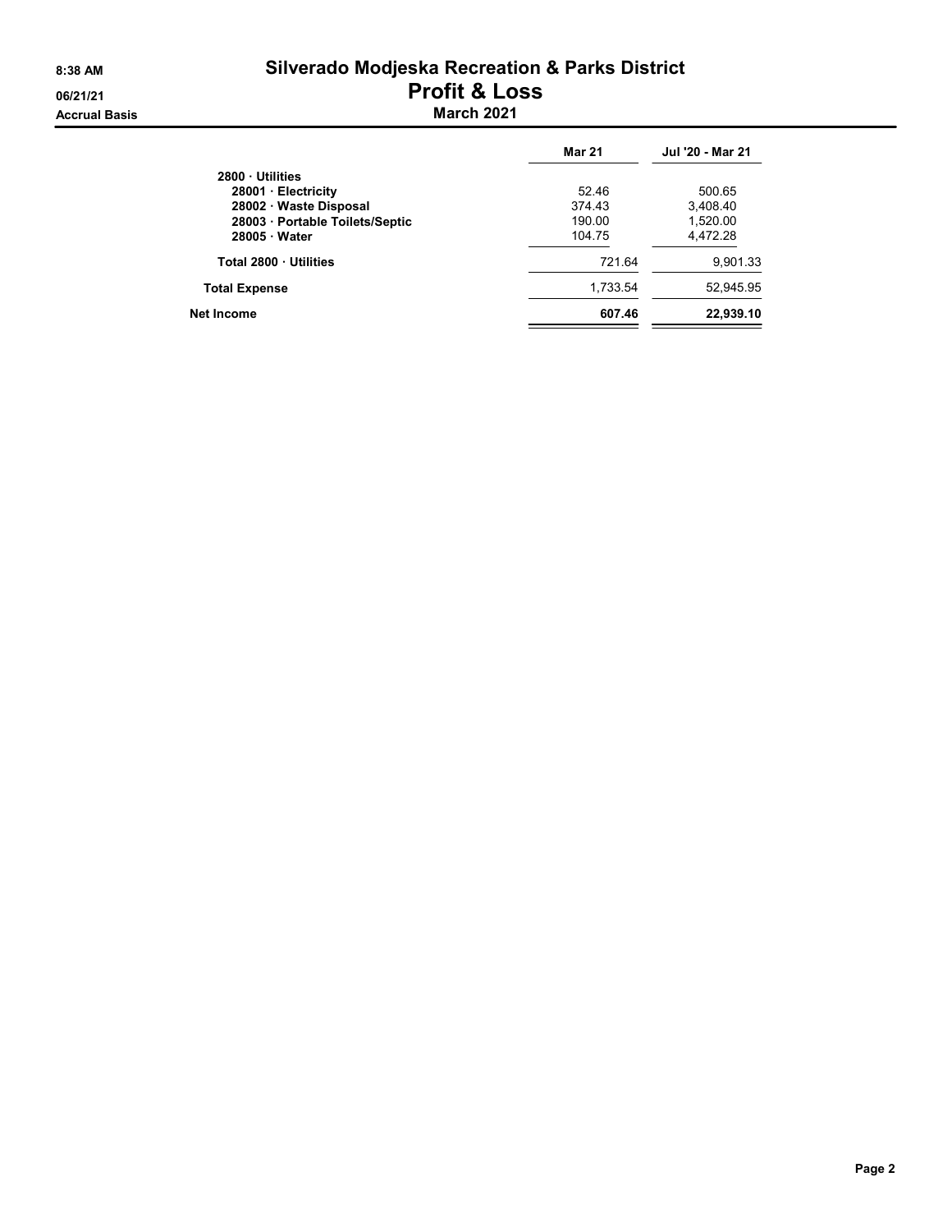# Silverado Modjeska Recreation & Parks District

## Profit & Loss

### March 2021

8:38 AM
06/21/21
Accrual Basis

| | Mar 21 | Jul '20 - Mar 21 |
|---|---|---|
| 2800 · Utilities | | |
| 28001 · Electricity | 52.46 | 500.65 |
| 28002 · Waste Disposal | 374.43 | 3,408.40 |
| 28003 · Portable Toilets/Septic | 190.00 | 1,520.00 |
| 28005 · Water | 104.75 | 4,472.28 |
| Total 2800 · Utilities | 721.64 | 9,901.33 |
| Total Expense | 1,733.54 | 52,945.95 |
| **Net Income** | **607.46** | **22,939.10** |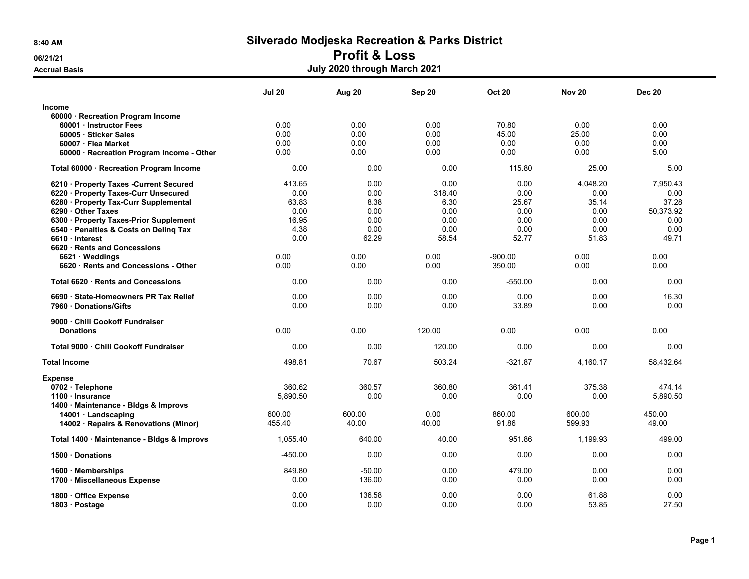# Silverado Modjeska Recreation & Parks District

## Profit & Loss

### July 2020 through March 2021

8:40 AM

06/21/21

Accrual Basis

| | Jul 20 | Aug 20 | Sep 20 | Oct 20 | Nov 20 | Dec 20 |
|---|---|---|---|---|---|---|
| **Income** | | | | | | |
| **60000 · Recreation Program Income** | | | | | | |
| **60001 · Instructor Fees** | 0.00 | 0.00 | 0.00 | 70.80 | 0.00 | 0.00 |
| **60005 · Sticker Sales** | 0.00 | 0.00 | 0.00 | 45.00 | 25.00 | 0.00 |
| **60007 · Flea Market** | 0.00 | 0.00 | 0.00 | 0.00 | 0.00 | 0.00 |
| **60000 · Recreation Program Income - Other** | 0.00 | 0.00 | 0.00 | 0.00 | 0.00 | 5.00 |
| **Total 60000 · Recreation Program Income** | 0.00 | 0.00 | 0.00 | 115.80 | 25.00 | 5.00 |
| **6210 · Property Taxes -Current Secured** | 413.65 | 0.00 | 0.00 | 0.00 | 4,048.20 | 7,950.43 |
| **6220 · Property Taxes-Curr Unsecured** | 0.00 | 0.00 | 318.40 | 0.00 | 0.00 | 0.00 |
| **6280 · Property Tax-Curr Supplemental** | 63.83 | 8.38 | 6.30 | 25.67 | 35.14 | 37.28 |
| **6290 · Other Taxes** | 0.00 | 0.00 | 0.00 | 0.00 | 0.00 | 50,373.92 |
| **6300 · Property Taxes-Prior Supplement** | 16.95 | 0.00 | 0.00 | 0.00 | 0.00 | 0.00 |
| **6540 · Penalties & Costs on Delinq Tax** | 4.38 | 0.00 | 0.00 | 0.00 | 0.00 | 0.00 |
| **6610 · Interest** | 0.00 | 62.29 | 58.54 | 52.77 | 51.83 | 49.71 |
| **6620 · Rents and Concessions** | | | | | | |
| **6621 · Weddings** | 0.00 | 0.00 | 0.00 | -900.00 | 0.00 | 0.00 |
| **6620 · Rents and Concessions - Other** | 0.00 | 0.00 | 0.00 | 350.00 | 0.00 | 0.00 |
| **Total 6620 · Rents and Concessions** | 0.00 | 0.00 | 0.00 | -550.00 | 0.00 | 0.00 |
| **6690 · State-Homeowners PR Tax Relief** | 0.00 | 0.00 | 0.00 | 0.00 | 0.00 | 16.30 |
| **7960 · Donations/Gifts** | 0.00 | 0.00 | 0.00 | 33.89 | 0.00 | 0.00 |
| **9000 · Chili Cookoff Fundraiser** | | | | | | |
| **Donations** | 0.00 | 0.00 | 120.00 | 0.00 | 0.00 | 0.00 |
| **Total 9000 · Chili Cookoff Fundraiser** | 0.00 | 0.00 | 120.00 | 0.00 | 0.00 | 0.00 |
| **Total Income** | 498.81 | 70.67 | 503.24 | -321.87 | 4,160.17 | 58,432.64 |
| **Expense** | | | | | | |
| **0702 · Telephone** | 360.62 | 360.57 | 360.80 | 361.41 | 375.38 | 474.14 |
| **1100 · Insurance** | 5,890.50 | 0.00 | 0.00 | 0.00 | 0.00 | 5,890.50 |
| **1400 · Maintenance - Bldgs & Improvs** | | | | | | |
| **14001 · Landscaping** | 600.00 | 600.00 | 0.00 | 860.00 | 600.00 | 450.00 |
| **14002 · Repairs & Renovations (Minor)** | 455.40 | 40.00 | 40.00 | 91.86 | 599.93 | 49.00 |
| **Total 1400 · Maintenance - Bldgs & Improvs** | 1,055.40 | 640.00 | 40.00 | 951.86 | 1,199.93 | 499.00 |
| **1500 · Donations** | -450.00 | 0.00 | 0.00 | 0.00 | 0.00 | 0.00 |
| **1600 · Memberships** | 849.80 | -50.00 | 0.00 | 479.00 | 0.00 | 0.00 |
| **1700 · Miscellaneous Expense** | 0.00 | 136.00 | 0.00 | 0.00 | 0.00 | 0.00 |
| **1800 · Office Expense** | 0.00 | 136.58 | 0.00 | 0.00 | 61.88 | 0.00 |
| **1803 · Postage** | 0.00 | 0.00 | 0.00 | 0.00 | 53.85 | 27.50 |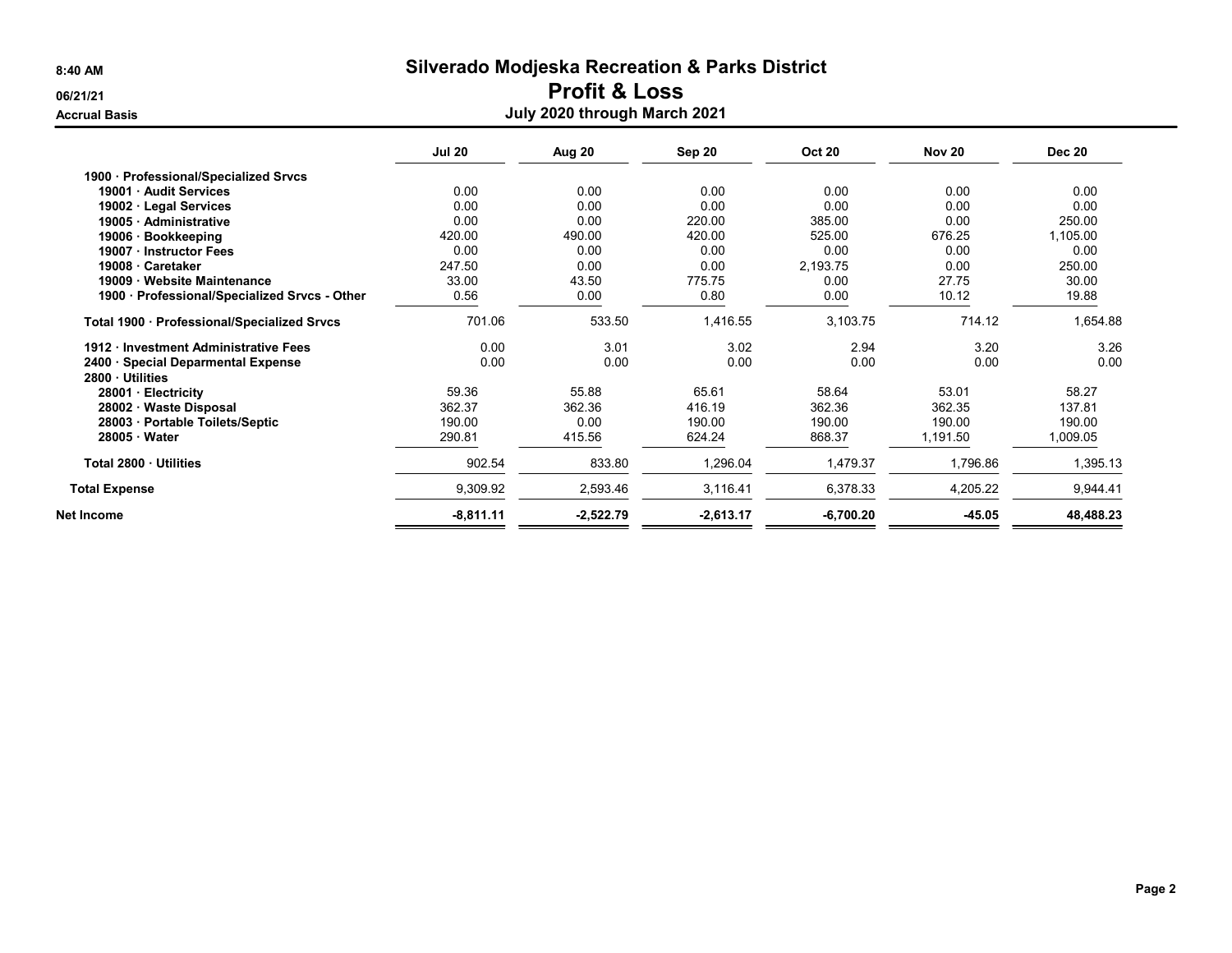# Silverado Modjeska Recreation & Parks District

## Profit & Loss

### July 2020 through March 2021

Accrual Basis

| | Jul 20 | Aug 20 | Sep 20 | Oct 20 | Nov 20 | Dec 20 |
|---|---|---|---|---|---|---|
| **1900 · Professional/Specialized Srvcs** | | | | | | |
| **19001 · Audit Services** | 0.00 | 0.00 | 0.00 | 0.00 | 0.00 | 0.00 |
| **19002 · Legal Services** | 0.00 | 0.00 | 0.00 | 0.00 | 0.00 | 0.00 |
| **19005 · Administrative** | 0.00 | 0.00 | 220.00 | 385.00 | 0.00 | 250.00 |
| **19006 · Bookkeeping** | 420.00 | 490.00 | 420.00 | 525.00 | 676.25 | 1,105.00 |
| **19007 · Instructor Fees** | 0.00 | 0.00 | 0.00 | 0.00 | 0.00 | 0.00 |
| **19008 · Caretaker** | 247.50 | 0.00 | 0.00 | 2,193.75 | 0.00 | 250.00 |
| **19009 · Website Maintenance** | 33.00 | 43.50 | 775.75 | 0.00 | 27.75 | 30.00 |
| **1900 · Professional/Specialized Srvcs - Other** | 0.56 | 0.00 | 0.80 | 0.00 | 10.12 | 19.88 |
| **Total 1900 · Professional/Specialized Srvcs** | 701.06 | 533.50 | 1,416.55 | 3,103.75 | 714.12 | 1,654.88 |
| **1912 · Investment Administrative Fees** | 0.00 | 3.01 | 3.02 | 2.94 | 3.20 | 3.26 |
| **2400 · Special Deparmental Expense** | 0.00 | 0.00 | 0.00 | 0.00 | 0.00 | 0.00 |
| **2800 · Utilities** | | | | | | |
| **28001 · Electricity** | 59.36 | 55.88 | 65.61 | 58.64 | 53.01 | 58.27 |
| **28002 · Waste Disposal** | 362.37 | 362.36 | 416.19 | 362.36 | 362.35 | 137.81 |
| **28003 · Portable Toilets/Septic** | 190.00 | 0.00 | 190.00 | 190.00 | 190.00 | 190.00 |
| **28005 · Water** | 290.81 | 415.56 | 624.24 | 868.37 | 1,191.50 | 1,009.05 |
| **Total 2800 · Utilities** | 902.54 | 833.80 | 1,296.04 | 1,479.37 | 1,796.86 | 1,395.13 |
| **Total Expense** | 9,309.92 | 2,593.46 | 3,116.41 | 6,378.33 | 4,205.22 | 9,944.41 |
| **Net Income** | **-8,811.11** | **-2,522.79** | **-2,613.17** | **-6,700.20** | **-45.05** | **48,488.23** |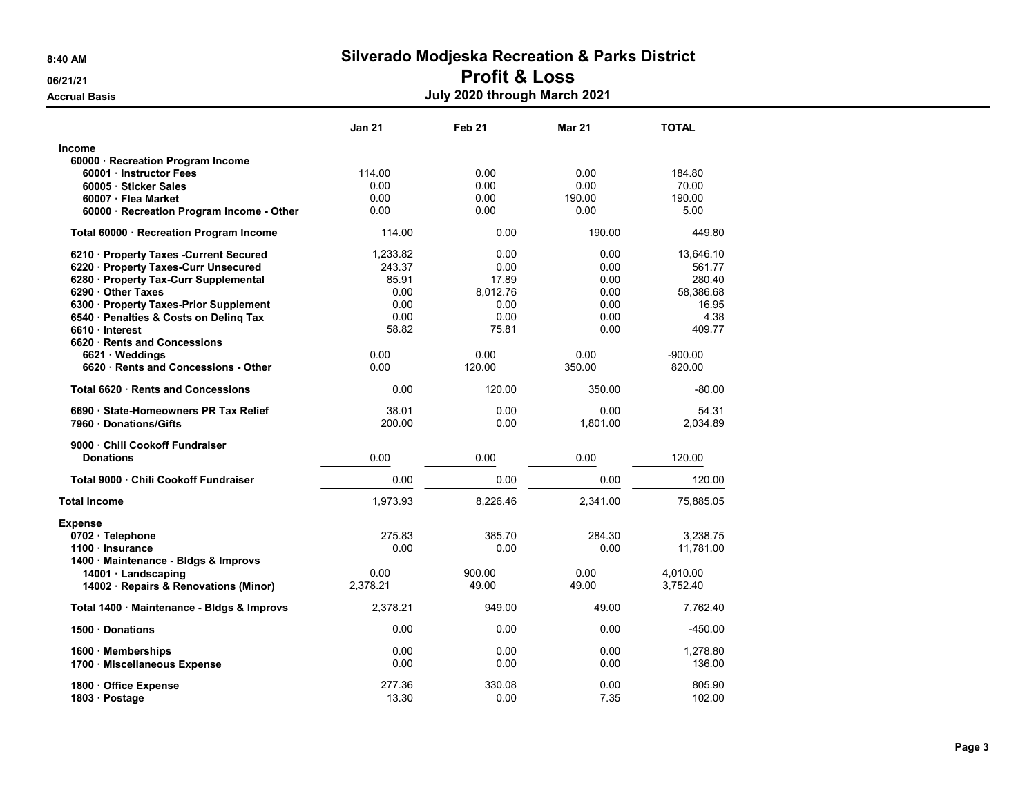# Silverado Modjeska Recreation & Parks District

## Profit & Loss

### July 2020 through March 2021

8:40 AM
06/21/21
Accrual Basis

| | Jan 21 | Feb 21 | Mar 21 | TOTAL |
|---|---|---|---|---|
| **Income** | | | | |
| 60000 · Recreation Program Income | | | | |
| 60001 · Instructor Fees | 114.00 | 0.00 | 0.00 | 184.80 |
| 60005 · Sticker Sales | 0.00 | 0.00 | 0.00 | 70.00 |
| 60007 · Flea Market | 0.00 | 0.00 | 190.00 | 190.00 |
| 60000 · Recreation Program Income - Other | 0.00 | 0.00 | 0.00 | 5.00 |
| Total 60000 · Recreation Program Income | 114.00 | 0.00 | 190.00 | 449.80 |
| 6210 · Property Taxes -Current Secured | 1,233.82 | 0.00 | 0.00 | 13,646.10 |
| 6220 · Property Taxes-Curr Unsecured | 243.37 | 0.00 | 0.00 | 561.77 |
| 6280 · Property Tax-Curr Supplemental | 85.91 | 17.89 | 0.00 | 280.40 |
| 6290 · Other Taxes | 0.00 | 8,012.76 | 0.00 | 58,386.68 |
| 6300 · Property Taxes-Prior Supplement | 0.00 | 0.00 | 0.00 | 16.95 |
| 6540 · Penalties & Costs on Delinq Tax | 0.00 | 0.00 | 0.00 | 4.38 |
| 6610 · Interest | 58.82 | 75.81 | 0.00 | 409.77 |
| 6620 · Rents and Concessions | | | | |
| 6621 · Weddings | 0.00 | 0.00 | 0.00 | -900.00 |
| 6620 · Rents and Concessions - Other | 0.00 | 120.00 | 350.00 | 820.00 |
| Total 6620 · Rents and Concessions | 0.00 | 120.00 | 350.00 | -80.00 |
| 6690 · State-Homeowners PR Tax Relief | 38.01 | 0.00 | 0.00 | 54.31 |
| 7960 · Donations/Gifts | 200.00 | 0.00 | 1,801.00 | 2,034.89 |
| 9000 · Chili Cookoff Fundraiser | | | | |
| Donations | 0.00 | 0.00 | 0.00 | 120.00 |
| Total 9000 · Chili Cookoff Fundraiser | 0.00 | 0.00 | 0.00 | 120.00 |
| **Total Income** | 1,973.93 | 8,226.46 | 2,341.00 | 75,885.05 |
| **Expense** | | | | |
| 0702 · Telephone | 275.83 | 385.70 | 284.30 | 3,238.75 |
| 1100 · Insurance | 0.00 | 0.00 | 0.00 | 11,781.00 |
| 1400 · Maintenance - Bldgs & Improvs | | | | |
| 14001 · Landscaping | 0.00 | 900.00 | 0.00 | 4,010.00 |
| 14002 · Repairs & Renovations (Minor) | 2,378.21 | 49.00 | 49.00 | 3,752.40 |
| Total 1400 · Maintenance - Bldgs & Improvs | 2,378.21 | 949.00 | 49.00 | 7,762.40 |
| 1500 · Donations | 0.00 | 0.00 | 0.00 | -450.00 |
| 1600 · Memberships | 0.00 | 0.00 | 0.00 | 1,278.80 |
| 1700 · Miscellaneous Expense | 0.00 | 0.00 | 0.00 | 136.00 |
| 1800 · Office Expense | 277.36 | 330.08 | 0.00 | 805.90 |
| 1803 · Postage | 13.30 | 0.00 | 7.35 | 102.00 |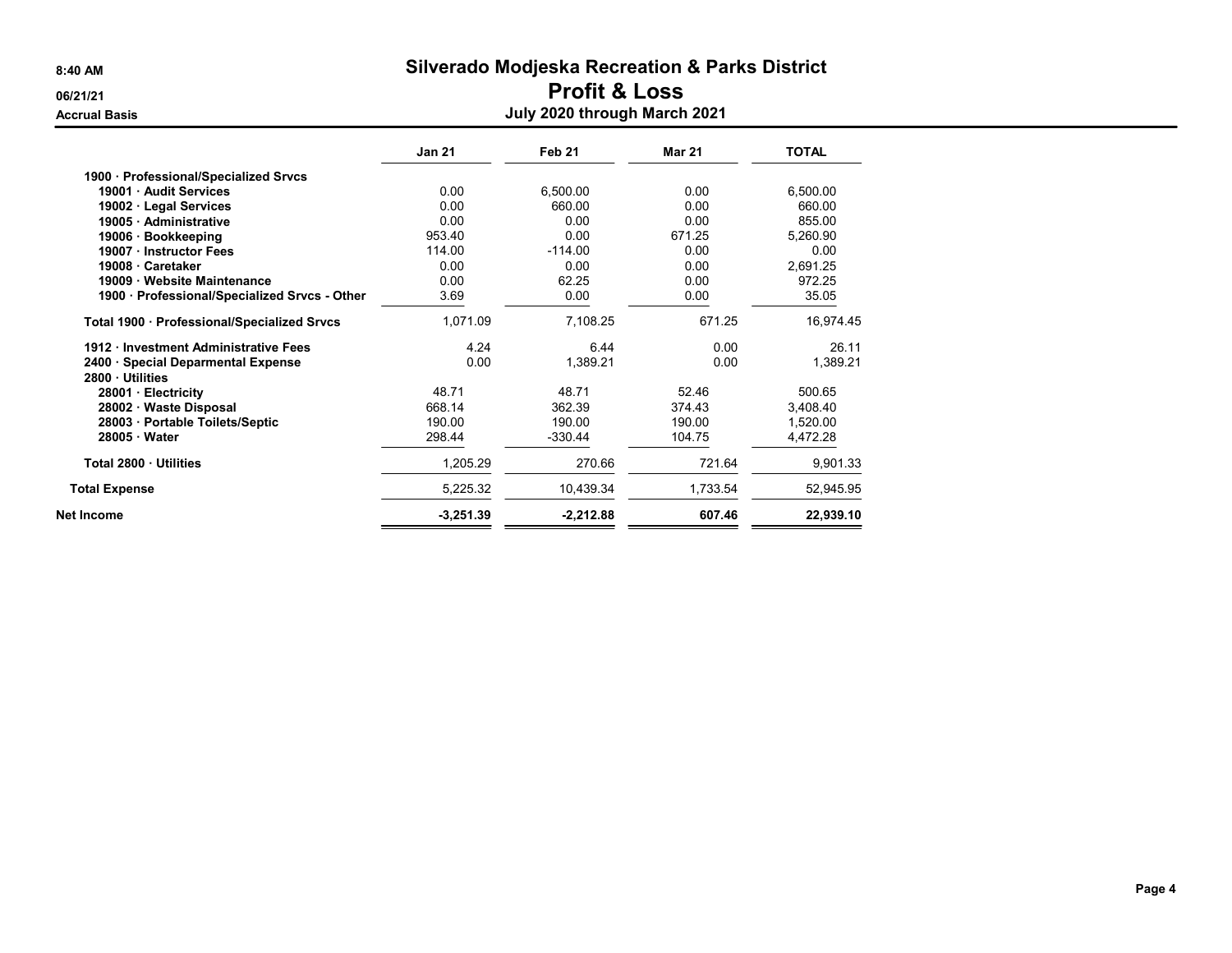# Silverado Modjeska Recreation & Parks District

## Profit & Loss

### July 2020 through March 2021

8:40 AM
06/21/21
Accrual Basis

| | Jan 21 | Feb 21 | Mar 21 | TOTAL |
|---|---|---|---|---|
| **1900 · Professional/Specialized Srvcs** | | | | |
| **19001 · Audit Services** | 0.00 | 6,500.00 | 0.00 | 6,500.00 |
| **19002 · Legal Services** | 0.00 | 660.00 | 0.00 | 660.00 |
| **19005 · Administrative** | 0.00 | 0.00 | 0.00 | 855.00 |
| **19006 · Bookkeeping** | 953.40 | 0.00 | 671.25 | 5,260.90 |
| **19007 · Instructor Fees** | 114.00 | -114.00 | 0.00 | 0.00 |
| **19008 · Caretaker** | 0.00 | 0.00 | 0.00 | 2,691.25 |
| **19009 · Website Maintenance** | 0.00 | 62.25 | 0.00 | 972.25 |
| **1900 · Professional/Specialized Srvcs - Other** | 3.69 | 0.00 | 0.00 | 35.05 |
| **Total 1900 · Professional/Specialized Srvcs** | 1,071.09 | 7,108.25 | 671.25 | 16,974.45 |
| **1912 · Investment Administrative Fees** | 4.24 | 6.44 | 0.00 | 26.11 |
| **2400 · Special Deparmental Expense** | 0.00 | 1,389.21 | 0.00 | 1,389.21 |
| **2800 · Utilities** | | | | |
| **28001 · Electricity** | 48.71 | 48.71 | 52.46 | 500.65 |
| **28002 · Waste Disposal** | 668.14 | 362.39 | 374.43 | 3,408.40 |
| **28003 · Portable Toilets/Septic** | 190.00 | 190.00 | 190.00 | 1,520.00 |
| **28005 · Water** | 298.44 | -330.44 | 104.75 | 4,472.28 |
| **Total 2800 · Utilities** | 1,205.29 | 270.66 | 721.64 | 9,901.33 |
| **Total Expense** | 5,225.32 | 10,439.34 | 1,733.54 | 52,945.95 |
| **Net Income** | **-3,251.39** | **-2,212.88** | **607.46** | **22,939.10** |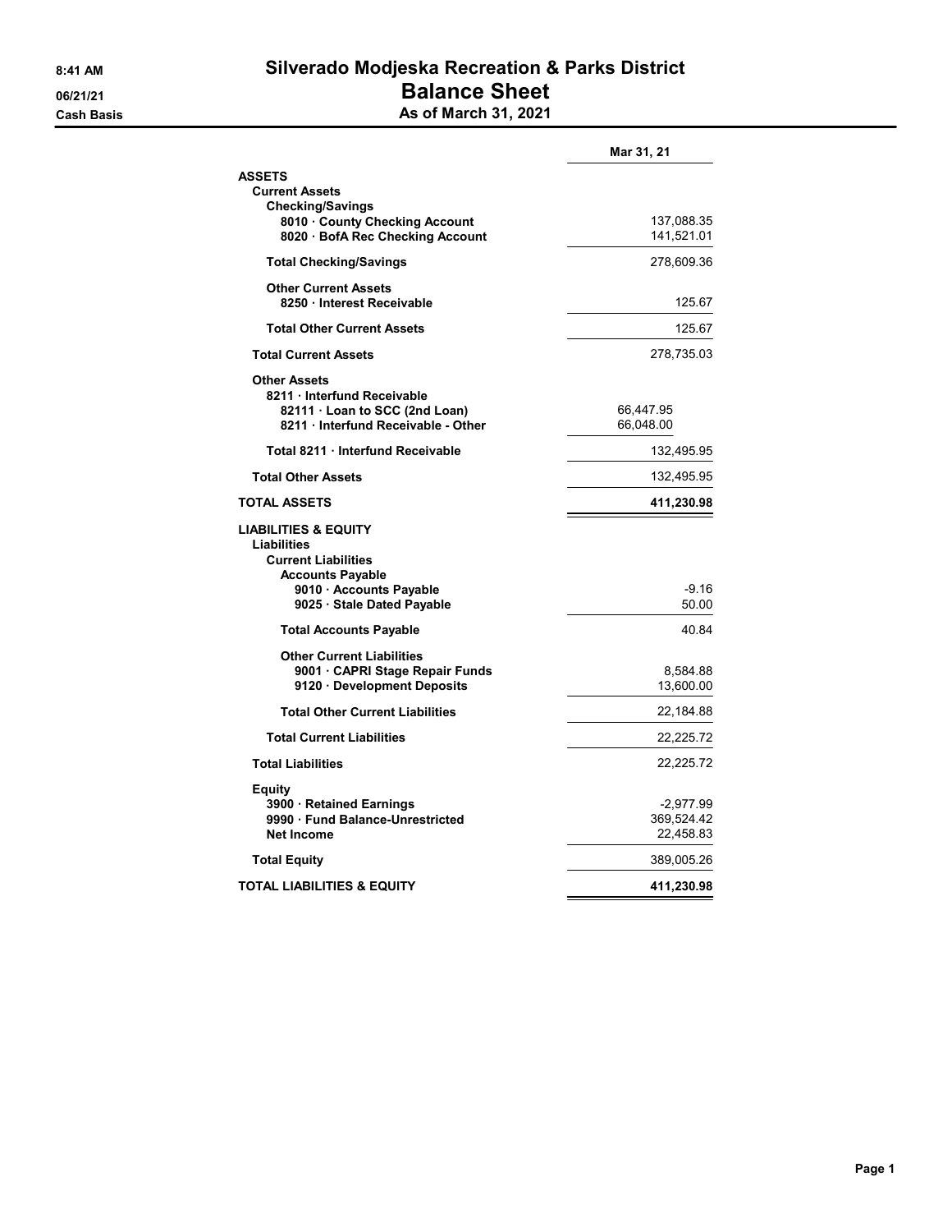8:41 AM
06/21/21
Cash Basis

# Silverado Modjeska Recreation & Parks District
## Balance Sheet
### As of March 31, 2021

| | | Mar 31, 21 |
|---|---|---|
| **ASSETS** | | |
| **Current Assets** | | |
| **Checking/Savings** | | |
| **8010 · County Checking Account** | | 137,088.35 |
| **8020 · BofA Rec Checking Account** | | 141,521.01 |
| **Total Checking/Savings** | | 278,609.36 |
| **Other Current Assets** | | |
| **8250 · Interest Receivable** | | 125.67 |
| **Total Other Current Assets** | | 125.67 |
| **Total Current Assets** | | 278,735.03 |
| **Other Assets** | | |
| **8211 · Interfund Receivable** | | |
| **82111 · Loan to SCC (2nd Loan)** | 66,447.95 | |
| **8211 · Interfund Receivable - Other** | 66,048.00 | |
| **Total 8211 · Interfund Receivable** | | 132,495.95 |
| **Total Other Assets** | | 132,495.95 |
| **TOTAL ASSETS** | | **411,230.98** |
| **LIABILITIES & EQUITY** | | |
| **Liabilities** | | |
| **Current Liabilities** | | |
| **Accounts Payable** | | |
| **9010 · Accounts Payable** | | -9.16 |
| **9025 · Stale Dated Payable** | | 50.00 |
| **Total Accounts Payable** | | 40.84 |
| **Other Current Liabilities** | | |
| **9001 · CAPRI Stage Repair Funds** | | 8,584.88 |
| **9120 · Development Deposits** | | 13,600.00 |
| **Total Other Current Liabilities** | | 22,184.88 |
| **Total Current Liabilities** | | 22,225.72 |
| **Total Liabilities** | | 22,225.72 |
| **Equity** | | |
| **3900 · Retained Earnings** | | -2,977.99 |
| **9990 · Fund Balance-Unrestricted** | | 369,524.42 |
| **Net Income** | | 22,458.83 |
| **Total Equity** | | 389,005.26 |
| **TOTAL LIABILITIES & EQUITY** | | **411,230.98** |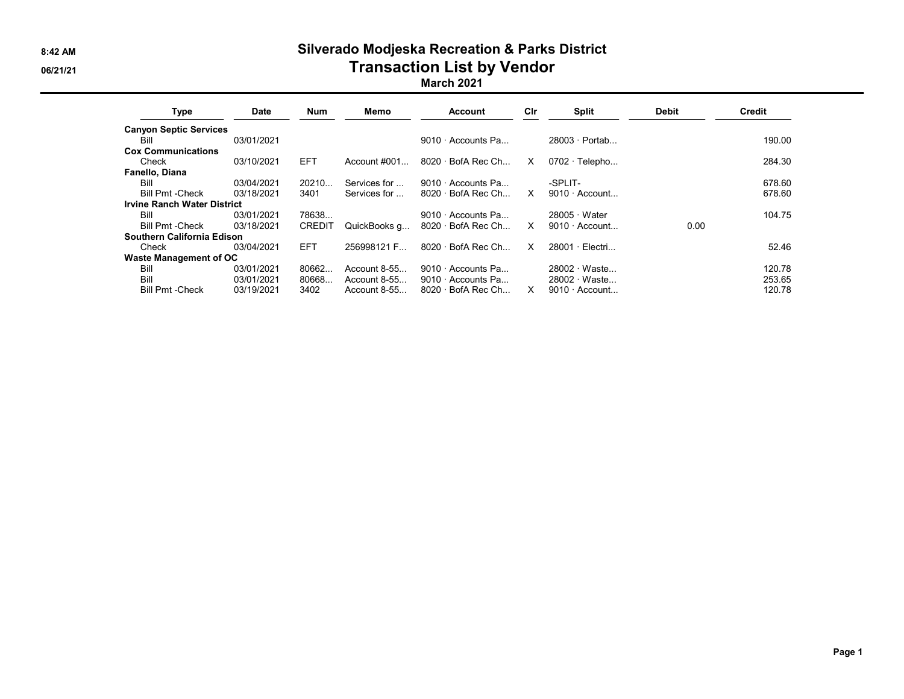# Silverado Modjeska Recreation & Parks District

## Transaction List by Vendor

### March 2021

| Type | Date | Num | Memo | Account | Clr | Split | Debit | Credit |
|---|---|---|---|---|---|---|---|---|
| **Canyon Septic Services** | | | | | | | | |
| Bill | 03/01/2021 | | | 9010 · Accounts Pa... | | 28003 · Portab... | | 190.00 |
| **Cox Communications** | | | | | | | | |
| Check | 03/10/2021 | EFT | Account #001... | 8020 · BofA Rec Ch... | X | 0702 · Telepho... | | 284.30 |
| **Fanello, Diana** | | | | | | | | |
| Bill | 03/04/2021 | 20210... | Services for ... | 9010 · Accounts Pa... | | -SPLIT- | | 678.60 |
| Bill Pmt -Check | 03/18/2021 | 3401 | Services for ... | 8020 · BofA Rec Ch... | X | 9010 · Account... | | 678.60 |
| **Irvine Ranch Water District** | | | | | | | | |
| Bill | 03/01/2021 | 78638... | | 9010 · Accounts Pa... | | 28005 · Water | | 104.75 |
| Bill Pmt -Check | 03/18/2021 | CREDIT | QuickBooks g... | 8020 · BofA Rec Ch... | X | 9010 · Account... | 0.00 | |
| **Southern California Edison** | | | | | | | | |
| Check | 03/04/2021 | EFT | 256998121 F... | 8020 · BofA Rec Ch... | X | 28001 · Electri... | | 52.46 |
| **Waste Management of OC** | | | | | | | | |
| Bill | 03/01/2021 | 80662... | Account 8-55... | 9010 · Accounts Pa... | | 28002 · Waste... | | 120.78 |
| Bill | 03/01/2021 | 80668... | Account 8-55... | 9010 · Accounts Pa... | | 28002 · Waste... | | 253.65 |
| Bill Pmt -Check | 03/19/2021 | 3402 | Account 8-55... | 8020 · BofA Rec Ch... | X | 9010 · Account... | | 120.78 |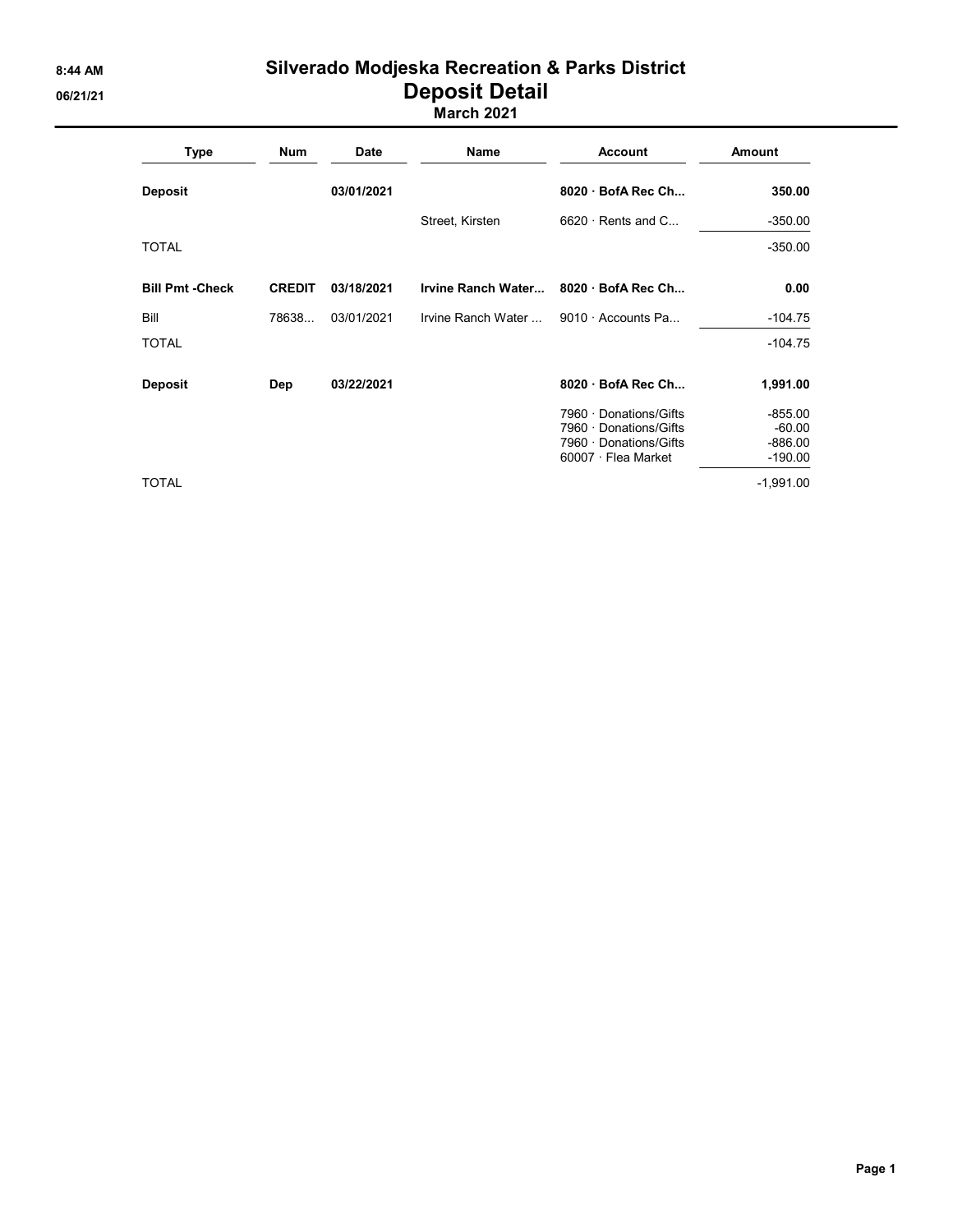8:44 AM

06/21/21

# Silverado Modjeska Recreation & Parks District
## Deposit Detail
### March 2021

| Type | Num | Date | Name | Account | Amount |
|---|---|---|---|---|---|
| **Deposit** | | **03/01/2021** | | **8020 · BofA Rec Ch...** | **350.00** |
| | | | Street, Kirsten | 6620 · Rents and C... | -350.00 |
| TOTAL | | | | | -350.00 |
| **Bill Pmt -Check** | **CREDIT** | **03/18/2021** | **Irvine Ranch Water...** | **8020 · BofA Rec Ch...** | **0.00** |
| Bill | 78638... | 03/01/2021 | Irvine Ranch Water ... | 9010 · Accounts Pa... | -104.75 |
| TOTAL | | | | | -104.75 |
| **Deposit** | **Dep** | **03/22/2021** | | **8020 · BofA Rec Ch...** | **1,991.00** |
| | | | | 7960 · Donations/Gifts | -855.00 |
| | | | | 7960 · Donations/Gifts | -60.00 |
| | | | | 7960 · Donations/Gifts | -886.00 |
| | | | | 60007 · Flea Market | -190.00 |
| TOTAL | | | | | -1,991.00 |